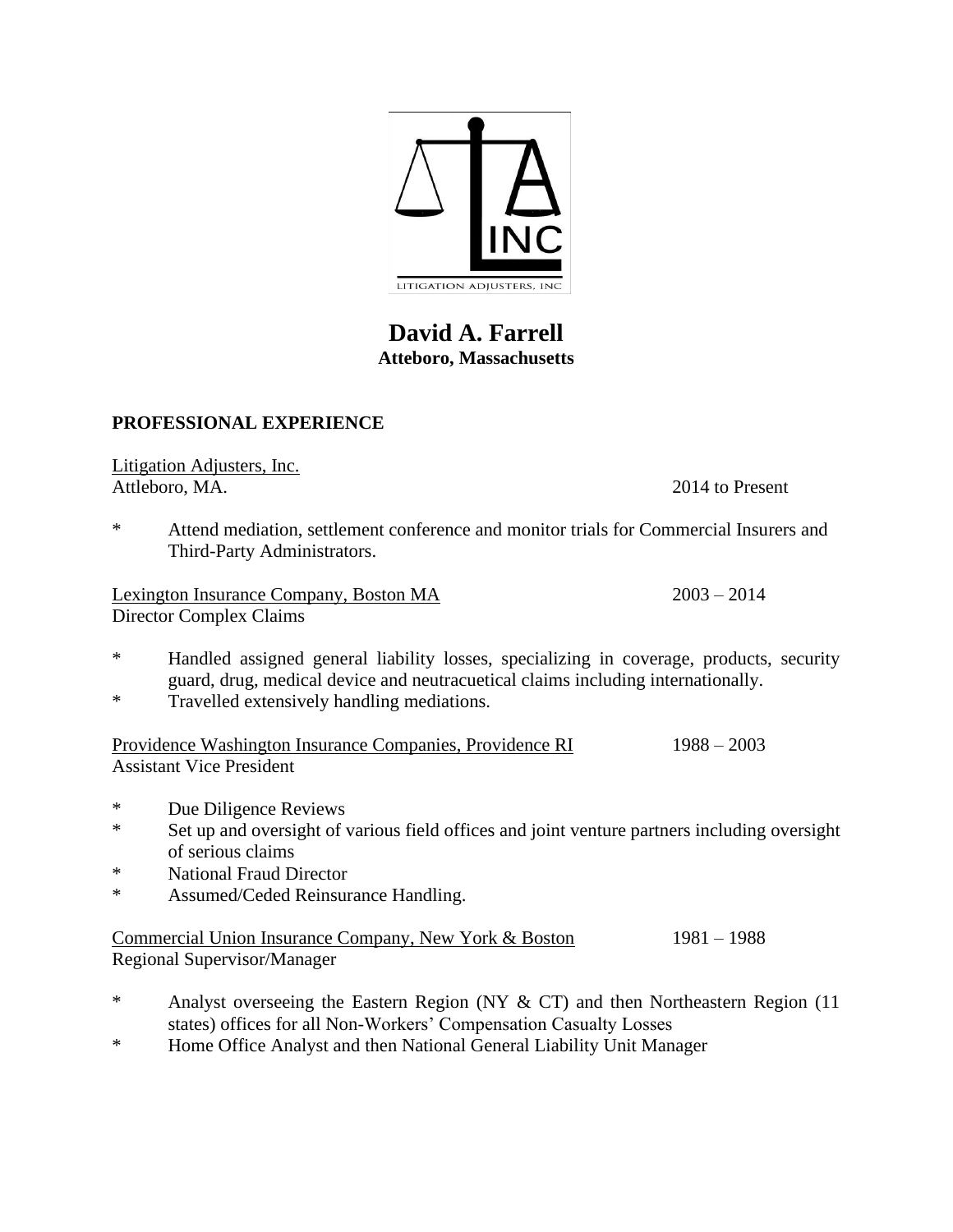LITIGATION ADJUSTERS, INC

# David A. Farrell
**Atteboro, Massachusetts**

## PROFESSIONAL EXPERIENCE

Litigation Adjusters, Inc.
Attleboro, MA. 2014 to Present

* Attend mediation, settlement conference and monitor trials for Commercial Insurers and Third-Party Administrators.

Lexington Insurance Company, Boston MA 2003 – 2014
Director Complex Claims

* Handled assigned general liability losses, specializing in coverage, products, security guard, drug, medical device and neutracuetical claims including internationally.
* Travelled extensively handling mediations.

Providence Washington Insurance Companies, Providence RI 1988 – 2003
Assistant Vice President

* Due Diligence Reviews
* Set up and oversight of various field offices and joint venture partners including oversight of serious claims
* National Fraud Director
* Assumed/Ceded Reinsurance Handling.

Commercial Union Insurance Company, New York & Boston 1981 – 1988
Regional Supervisor/Manager

* Analyst overseeing the Eastern Region (NY & CT) and then Northeastern Region (11 states) offices for all Non-Workers' Compensation Casualty Losses
* Home Office Analyst and then National General Liability Unit Manager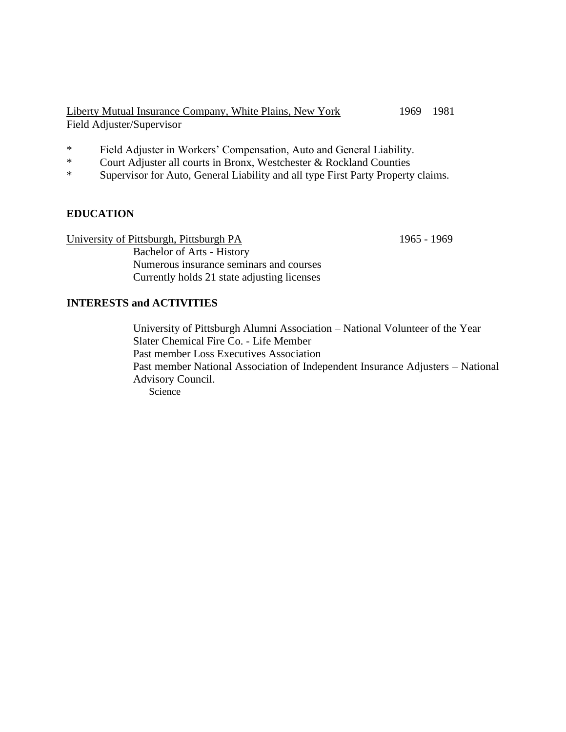Liberty Mutual Insurance Company, White Plains, New York 1969 – 1981
Field Adjuster/Supervisor

* Field Adjuster in Workers' Compensation, Auto and General Liability.
* Court Adjuster all courts in Bronx, Westchester & Rockland Counties
* Supervisor for Auto, General Liability and all type First Party Property claims.

**EDUCATION**

University of Pittsburgh, Pittsburgh PA 1965 - 1969
Bachelor of Arts - History
Numerous insurance seminars and courses
Currently holds 21 state adjusting licenses

**INTERESTS and ACTIVITIES**

University of Pittsburgh Alumni Association – National Volunteer of the Year
Slater Chemical Fire Co. - Life Member
Past member Loss Executives Association
Past member National Association of Independent Insurance Adjusters – National Advisory Council.
Science